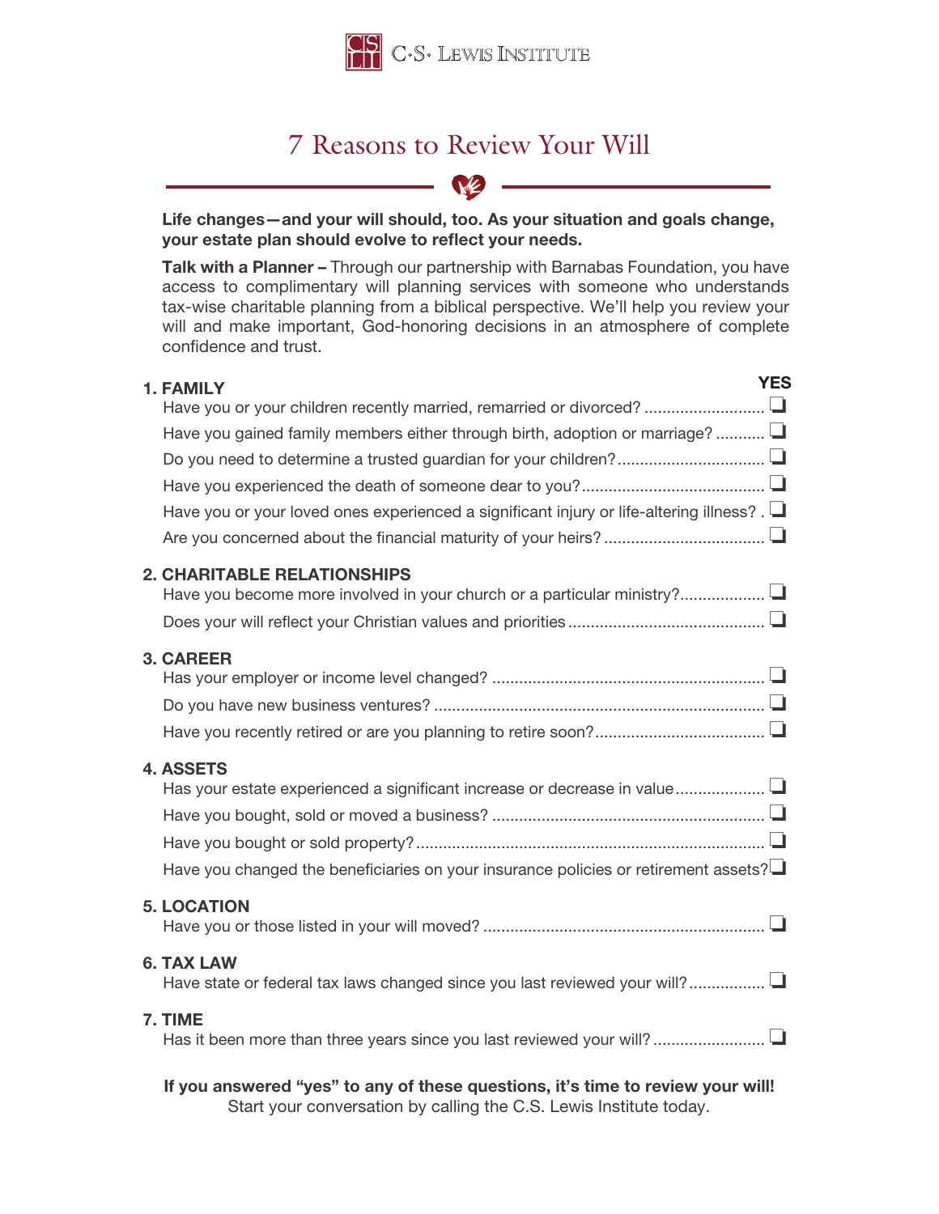C·S· Lewis Institute

# 7 Reasons to Review Your Will

**Life changes—and your will should, too. As your situation and goals change, your estate plan should evolve to reflect your needs.**

**Talk with a Planner –** Through our partnership with Barnabas Foundation, you have access to complimentary will planning services with someone who understands tax-wise charitable planning from a biblical perspective. We'll help you review your will and make important, God-honoring decisions in an atmosphere of complete confidence and trust.

**YES**

## 1. FAMILY

- Have you or your children recently married, remarried or divorced? ❑
- Have you gained family members either through birth, adoption or marriage? ❑
- Do you need to determine a trusted guardian for your children? ❑
- Have you experienced the death of someone dear to you? ❑
- Have you or your loved ones experienced a significant injury or life-altering illness? ❑
- Are you concerned about the financial maturity of your heirs? ❑

## 2. CHARITABLE RELATIONSHIPS

- Have you become more involved in your church or a particular ministry? ❑
- Does your will reflect your Christian values and priorities ❑

## 3. CAREER

- Has your employer or income level changed? ❑
- Do you have new business ventures? ❑
- Have you recently retired or are you planning to retire soon? ❑

## 4. ASSETS

- Has your estate experienced a significant increase or decrease in value ❑
- Have you bought, sold or moved a business? ❑
- Have you bought or sold property? ❑
- Have you changed the beneficiaries on your insurance policies or retirement assets? ❑

## 5. LOCATION

- Have you or those listed in your will moved? ❑

## 6. TAX LAW

- Have state or federal tax laws changed since you last reviewed your will? ❑

## 7. TIME

- Has it been more than three years since you last reviewed your will? ❑

**If you answered "yes" to any of these questions, it's time to review your will!**
Start your conversation by calling the C.S. Lewis Institute today.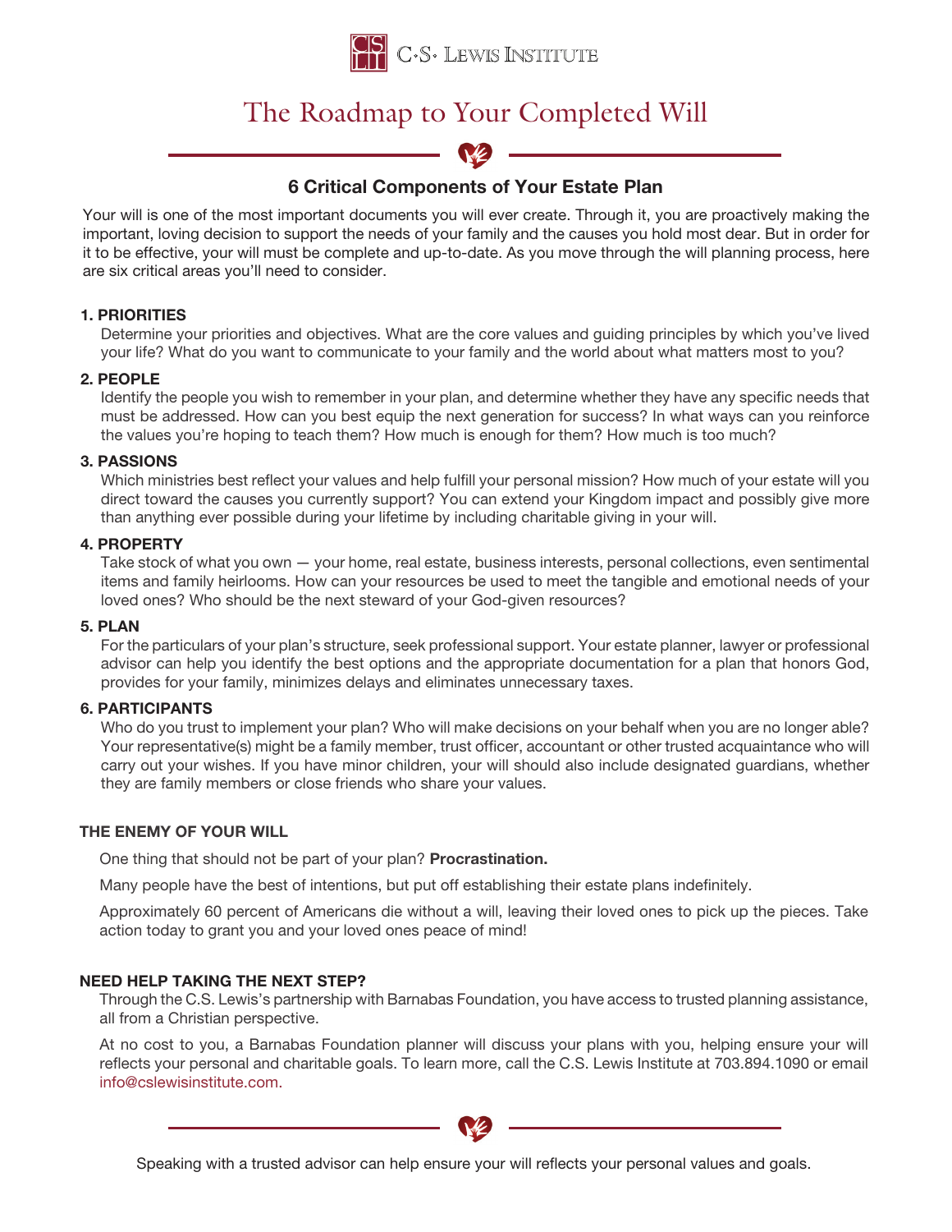C·S· LEWIS INSTITUTE

# The Roadmap to Your Completed Will

## 6 Critical Components of Your Estate Plan

Your will is one of the most important documents you will ever create. Through it, you are proactively making the important, loving decision to support the needs of your family and the causes you hold most dear. But in order for it to be effective, your will must be complete and up-to-date. As you move through the will planning process, here are six critical areas you'll need to consider.

### 1. PRIORITIES

Determine your priorities and objectives. What are the core values and guiding principles by which you've lived your life? What do you want to communicate to your family and the world about what matters most to you?

### 2. PEOPLE

Identify the people you wish to remember in your plan, and determine whether they have any specific needs that must be addressed. How can you best equip the next generation for success? In what ways can you reinforce the values you're hoping to teach them? How much is enough for them? How much is too much?

### 3. PASSIONS

Which ministries best reflect your values and help fulfill your personal mission? How much of your estate will you direct toward the causes you currently support? You can extend your Kingdom impact and possibly give more than anything ever possible during your lifetime by including charitable giving in your will.

### 4. PROPERTY

Take stock of what you own — your home, real estate, business interests, personal collections, even sentimental items and family heirlooms. How can your resources be used to meet the tangible and emotional needs of your loved ones? Who should be the next steward of your God-given resources?

### 5. PLAN

For the particulars of your plan's structure, seek professional support. Your estate planner, lawyer or professional advisor can help you identify the best options and the appropriate documentation for a plan that honors God, provides for your family, minimizes delays and eliminates unnecessary taxes.

### 6. PARTICIPANTS

Who do you trust to implement your plan? Who will make decisions on your behalf when you are no longer able? Your representative(s) might be a family member, trust officer, accountant or other trusted acquaintance who will carry out your wishes. If you have minor children, your will should also include designated guardians, whether they are family members or close friends who share your values.

### THE ENEMY OF YOUR WILL

One thing that should not be part of your plan? **Procrastination.**

Many people have the best of intentions, but put off establishing their estate plans indefinitely.

Approximately 60 percent of Americans die without a will, leaving their loved ones to pick up the pieces. Take action today to grant you and your loved ones peace of mind!

### NEED HELP TAKING THE NEXT STEP?

Through the C.S. Lewis's partnership with Barnabas Foundation, you have access to trusted planning assistance, all from a Christian perspective.

At no cost to you, a Barnabas Foundation planner will discuss your plans with you, helping ensure your will reflects your personal and charitable goals. To learn more, call the C.S. Lewis Institute at 703.894.1090 or email info@cslewisinstitute.com.

Speaking with a trusted advisor can help ensure your will reflects your personal values and goals.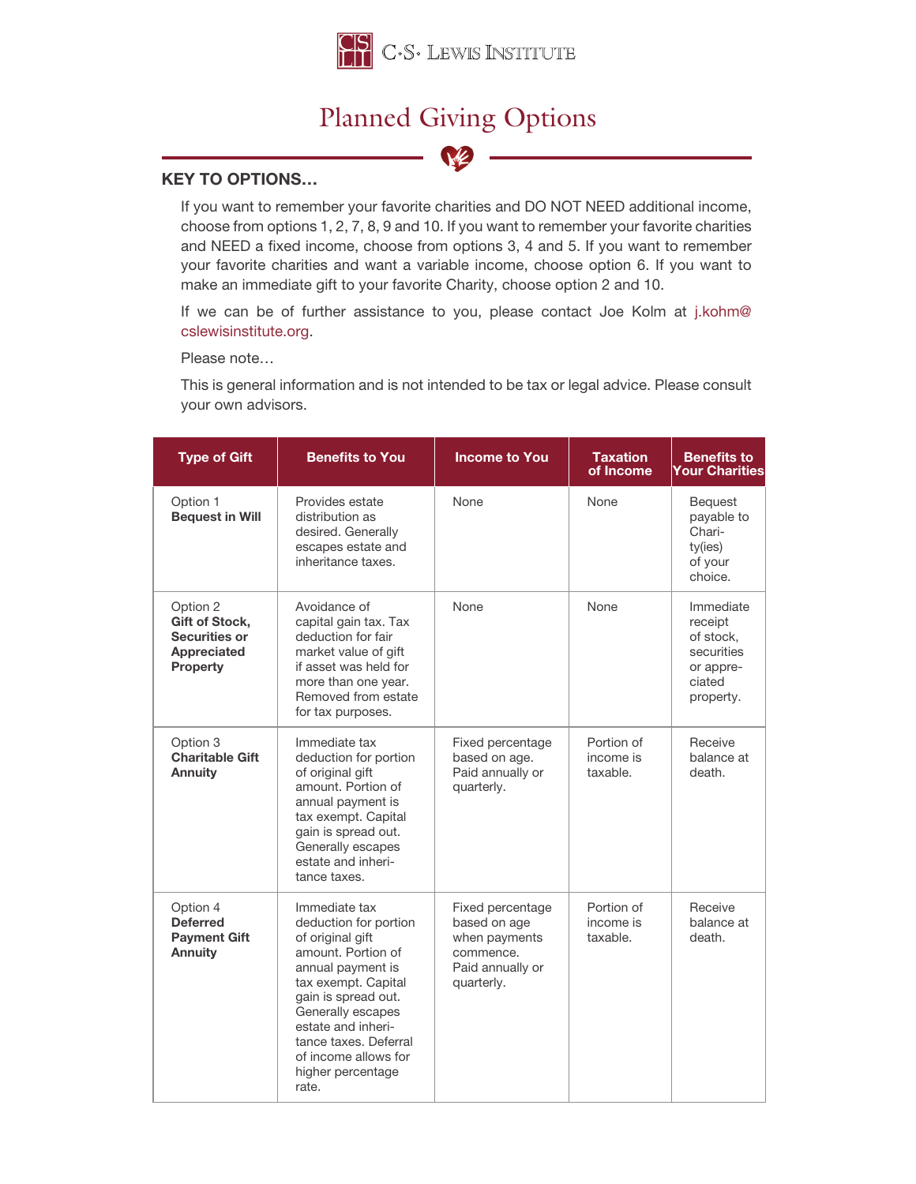# Planned Giving Options

**KEY TO OPTIONS…**

If you want to remember your favorite charities and DO NOT NEED additional income, choose from options 1, 2, 7, 8, 9 and 10. If you want to remember your favorite charities and NEED a fixed income, choose from options 3, 4 and 5. If you want to remember your favorite charities and want a variable income, choose option 6. If you want to make an immediate gift to your favorite Charity, choose option 2 and 10.

If we can be of further assistance to you, please contact Joe Kolm at j.kohm@cslewisinstitute.org.

Please note…

This is general information and is not intended to be tax or legal advice. Please consult your own advisors.

| Type of Gift | Benefits to You | Income to You | Taxation of Income | Benefits to Your Charities |
|---|---|---|---|---|
| Option 1 **Bequest in Will** | Provides estate distribution as desired. Generally escapes estate and inheritance taxes. | None | None | Bequest payable to Charity(ies) of your choice. |
| Option 2 **Gift of Stock, Securities or Appreciated Property** | Avoidance of capital gain tax. Tax deduction for fair market value of gift if asset was held for more than one year. Removed from estate for tax purposes. | None | None | Immediate receipt of stock, securities or appreciated property. |
| Option 3 **Charitable Gift Annuity** | Immediate tax deduction for portion of original gift amount. Portion of annual payment is tax exempt. Capital gain is spread out. Generally escapes estate and inheritance taxes. | Fixed percentage based on age. Paid annually or quarterly. | Portion of income is taxable. | Receive balance at death. |
| Option 4 **Deferred Payment Gift Annuity** | Immediate tax deduction for portion of original gift amount. Portion of annual payment is tax exempt. Capital gain is spread out. Generally escapes estate and inheritance taxes. Deferral of income allows for higher percentage rate. | Fixed percentage based on age when payments commence. Paid annually or quarterly. | Portion of income is taxable. | Receive balance at death. |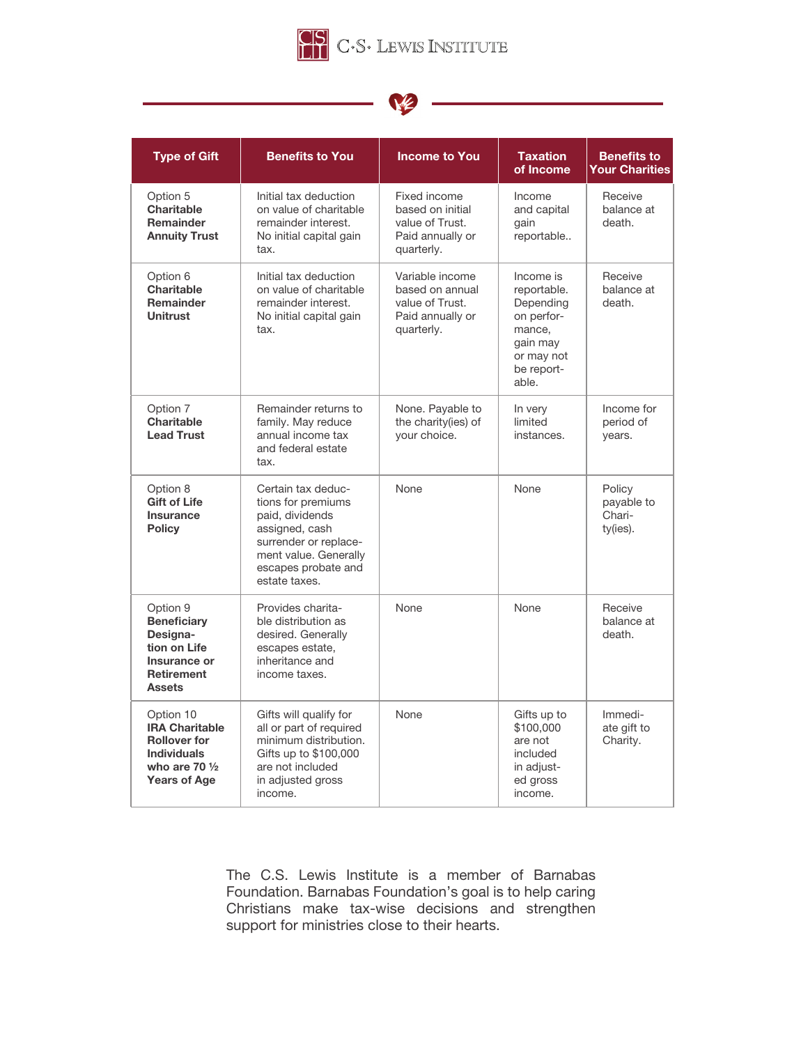| Type of Gift | Benefits to You | Income to You | Taxation of Income | Benefits to Your Charities |
|---|---|---|---|---|
| Option 5 **Charitable Remainder Annuity Trust** | Initial tax deduction on value of charitable remainder interest. No initial capital gain tax. | Fixed income based on initial value of Trust. Paid annually or quarterly. | Income and capital gain reportable.. | Receive balance at death. |
| Option 6 **Charitable Remainder Unitrust** | Initial tax deduction on value of charitable remainder interest. No initial capital gain tax. | Variable income based on annual value of Trust. Paid annually or quarterly. | Income is reportable. Depending on performance, gain may or may not be reportable. | Receive balance at death. |
| Option 7 **Charitable Lead Trust** | Remainder returns to family. May reduce annual income tax and federal estate tax. | None. Payable to the charity(ies) of your choice. | In very limited instances. | Income for period of years. |
| Option 8 **Gift of Life Insurance Policy** | Certain tax deductions for premiums paid, dividends assigned, cash surrender or replacement value. Generally escapes probate and estate taxes. | None | None | Policy payable to Charity(ies). |
| Option 9 **Beneficiary Designation on Life Insurance or Retirement Assets** | Provides charitable distribution as desired. Generally escapes estate, inheritance and income taxes. | None | None | Receive balance at death. |
| Option 10 **IRA Charitable Rollover for Individuals who are 70 ½ Years of Age** | Gifts will qualify for all or part of required minimum distribution. Gifts up to $100,000 are not included in adjusted gross income. | None | Gifts up to $100,000 are not included in adjusted gross income. | Immediate gift to Charity. |

The C.S. Lewis Institute is a member of Barnabas Foundation. Barnabas Foundation's goal is to help caring Christians make tax-wise decisions and strengthen support for ministries close to their hearts.